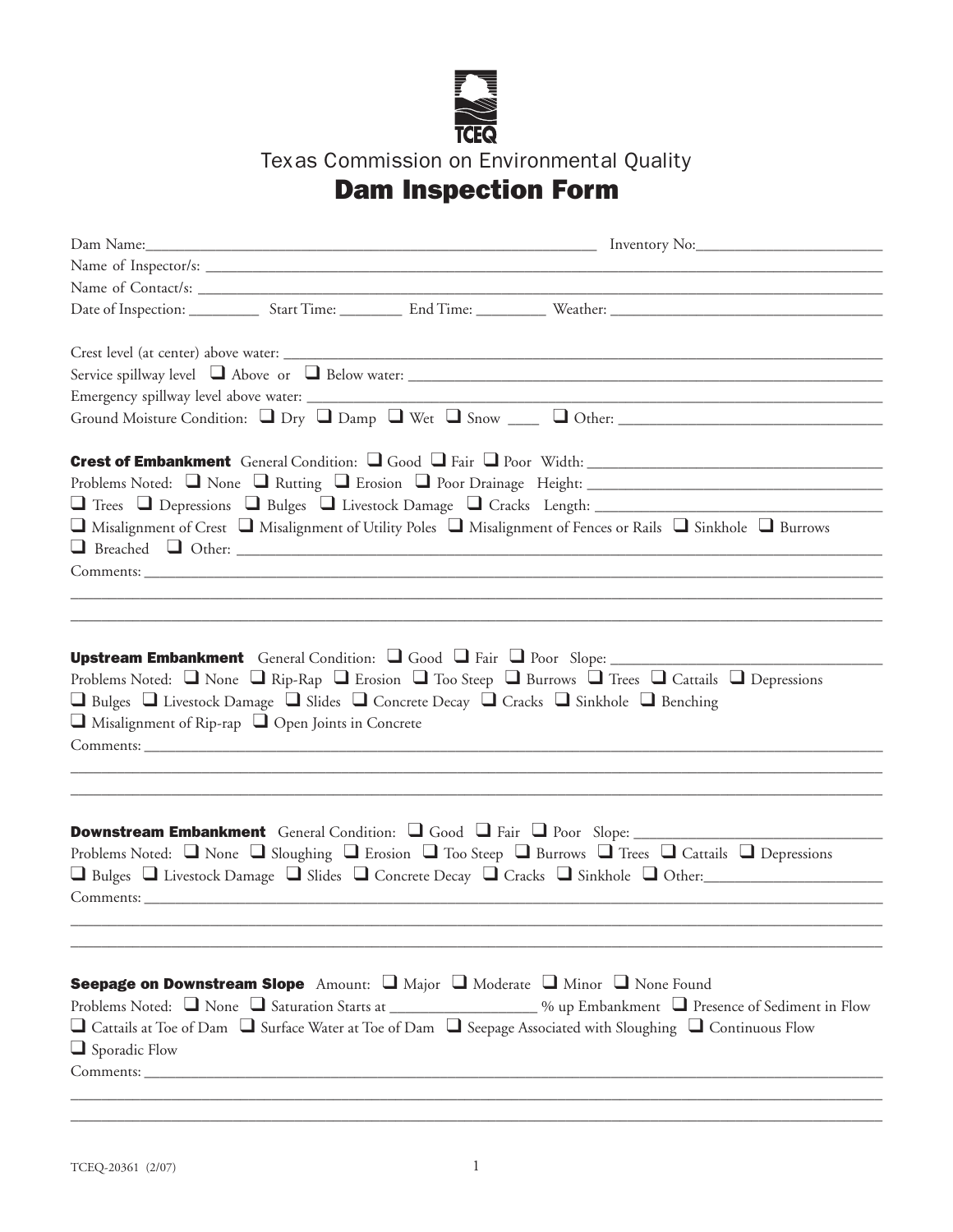TCEQ

Texas Commission on Environmental Quality

# Dam Inspection Form

Dam Name:_______________________________ Inventory No:_______________

Name of Inspector/s: _______________________________

Name of Contact/s: _______________________________

Date of Inspection: _________ Start Time: ________ End Time: _________ Weather: _______________

Crest level (at center) above water: _______________________________

Service spillway level ❑ Above or ❑ Below water: _______________________________

Emergency spillway level above water: _______________________________

Ground Moisture Condition: ❑ Dry ❑ Damp ❑ Wet ❑ Snow ____ ❑ Other: _______________

**Crest of Embankment** General Condition: ❑ Good ❑ Fair ❑ Poor Width: _______________

Problems Noted: ❑ None ❑ Rutting ❑ Erosion ❑ Poor Drainage Height: _______________

❑ Trees ❑ Depressions ❑ Bulges ❑ Livestock Damage ❑ Cracks Length: _______________

❑ Misalignment of Crest ❑ Misalignment of Utility Poles ❑ Misalignment of Fences or Rails ❑ Sinkhole ❑ Burrows

❑ Breached ❑ Other: _______________________________

Comments: _______________________________

_______________________________________________

_______________________________________________

**Upstream Embankment** General Condition: ❑ Good ❑ Fair ❑ Poor Slope: _______________

Problems Noted: ❑ None ❑ Rip-Rap ❑ Erosion ❑ Too Steep ❑ Burrows ❑ Trees ❑ Cattails ❑ Depressions

❑ Bulges ❑ Livestock Damage ❑ Slides ❑ Concrete Decay ❑ Cracks ❑ Sinkhole ❑ Benching

❑ Misalignment of Rip-rap ❑ Open Joints in Concrete

Comments: _______________________________

_______________________________________________

_______________________________________________

**Downstream Embankment** General Condition: ❑ Good ❑ Fair ❑ Poor Slope: _______________

Problems Noted: ❑ None ❑ Sloughing ❑ Erosion ❑ Too Steep ❑ Burrows ❑ Trees ❑ Cattails ❑ Depressions

❑ Bulges ❑ Livestock Damage ❑ Slides ❑ Concrete Decay ❑ Cracks ❑ Sinkhole ❑ Other:_______________

Comments: _______________________________

_______________________________________________

_______________________________________________

**Seepage on Downstream Slope** Amount: ❑ Major ❑ Moderate ❑ Minor ❑ None Found

Problems Noted: ❑ None ❑ Saturation Starts at _______________ % up Embankment ❑ Presence of Sediment in Flow

❑ Cattails at Toe of Dam ❑ Surface Water at Toe of Dam ❑ Seepage Associated with Sloughing ❑ Continuous Flow

❑ Sporadic Flow

Comments: _______________________________

_______________________________________________

_______________________________________________

TCEQ-20361 (2/07)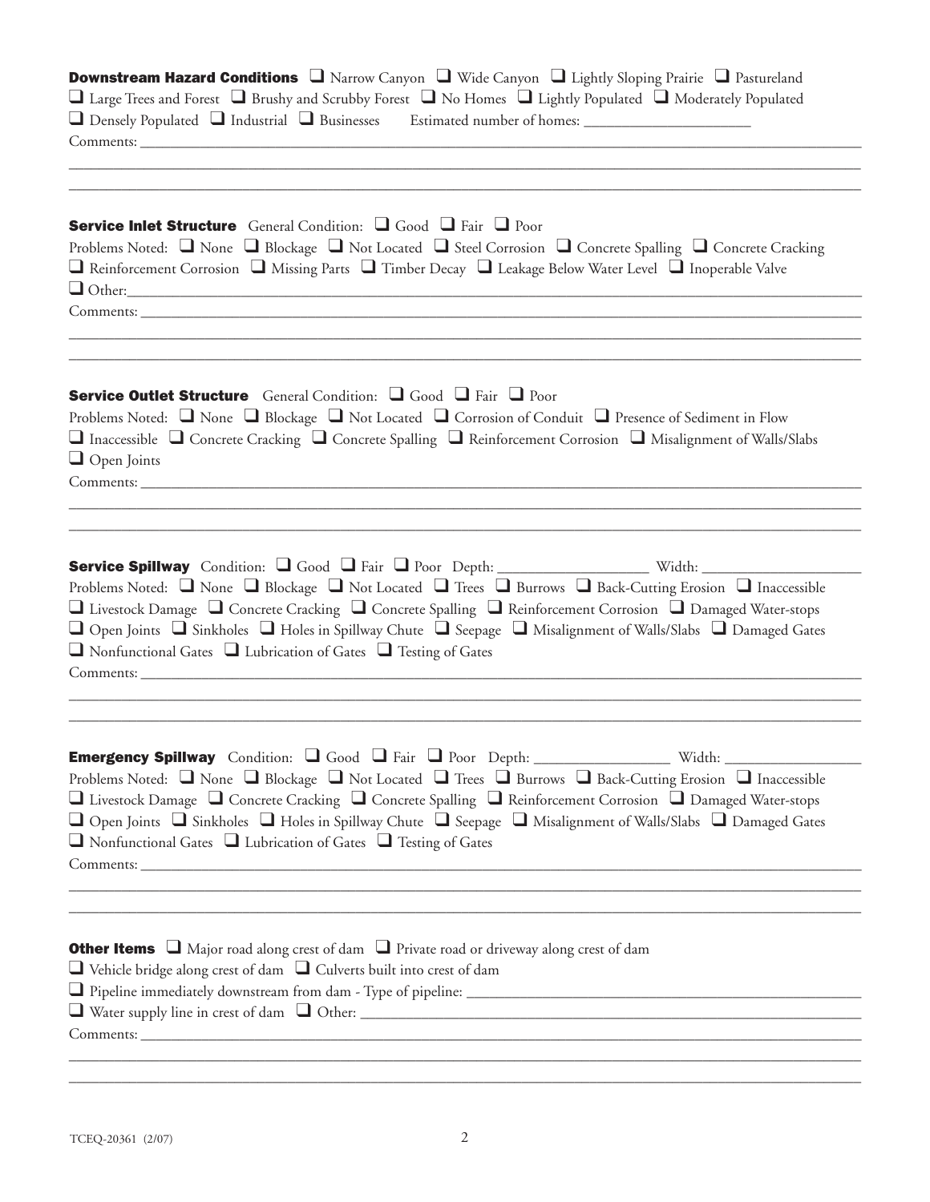**Downstream Hazard Conditions** ❑ Narrow Canyon ❑ Wide Canyon ❑ Lightly Sloping Prairie ❑ Pastureland
❑ Large Trees and Forest ❑ Brushy and Scrubby Forest ❑ No Homes ❑ Lightly Populated ❑ Moderately Populated
❑ Densely Populated ❑ Industrial ❑ Businesses Estimated number of homes: ______________________
Comments: ______________________________________________________________________________________
________________________________________________________________________________________________
________________________________________________________________________________________________

**Service Inlet Structure** General Condition: ❑ Good ❑ Fair ❑ Poor
Problems Noted: ❑ None ❑ Blockage ❑ Not Located ❑ Steel Corrosion ❑ Concrete Spalling ❑ Concrete Cracking
❑ Reinforcement Corrosion ❑ Missing Parts ❑ Timber Decay ❑ Leakage Below Water Level ❑ Inoperable Valve
❑ Other: ________________________________________________________________________________________
Comments: ______________________________________________________________________________________
________________________________________________________________________________________________
________________________________________________________________________________________________

**Service Outlet Structure** General Condition: ❑ Good ❑ Fair ❑ Poor
Problems Noted: ❑ None ❑ Blockage ❑ Not Located ❑ Corrosion of Conduit ❑ Presence of Sediment in Flow
❑ Inaccessible ❑ Concrete Cracking ❑ Concrete Spalling ❑ Reinforcement Corrosion ❑ Misalignment of Walls/Slabs
❑ Open Joints
Comments: ______________________________________________________________________________________
________________________________________________________________________________________________
________________________________________________________________________________________________

**Service Spillway** Condition: ❑ Good ❑ Fair ❑ Poor Depth: ____________________ Width: ____________________
Problems Noted: ❑ None ❑ Blockage ❑ Not Located ❑ Trees ❑ Burrows ❑ Back-Cutting Erosion ❑ Inaccessible
❑ Livestock Damage ❑ Concrete Cracking ❑ Concrete Spalling ❑ Reinforcement Corrosion ❑ Damaged Water-stops
❑ Open Joints ❑ Sinkholes ❑ Holes in Spillway Chute ❑ Seepage ❑ Misalignment of Walls/Slabs ❑ Damaged Gates
❑ Nonfunctional Gates ❑ Lubrication of Gates ❑ Testing of Gates
Comments: ______________________________________________________________________________________
________________________________________________________________________________________________
________________________________________________________________________________________________

**Emergency Spillway** Condition: ❑ Good ❑ Fair ❑ Poor Depth: __________________ Width: __________________
Problems Noted: ❑ None ❑ Blockage ❑ Not Located ❑ Trees ❑ Burrows ❑ Back-Cutting Erosion ❑ Inaccessible
❑ Livestock Damage ❑ Concrete Cracking ❑ Concrete Spalling ❑ Reinforcement Corrosion ❑ Damaged Water-stops
❑ Open Joints ❑ Sinkholes ❑ Holes in Spillway Chute ❑ Seepage ❑ Misalignment of Walls/Slabs ❑ Damaged Gates
❑ Nonfunctional Gates ❑ Lubrication of Gates ❑ Testing of Gates
Comments: ______________________________________________________________________________________
________________________________________________________________________________________________
________________________________________________________________________________________________

**Other Items** ❑ Major road along crest of dam ❑ Private road or driveway along crest of dam
❑ Vehicle bridge along crest of dam ❑ Culverts built into crest of dam
❑ Pipeline immediately downstream from dam - Type of pipeline: _____________________________________________
❑ Water supply line in crest of dam ❑ Other: ________________________________________________________
Comments: ______________________________________________________________________________________
________________________________________________________________________________________________
________________________________________________________________________________________________

TCEQ-20361 (2/07)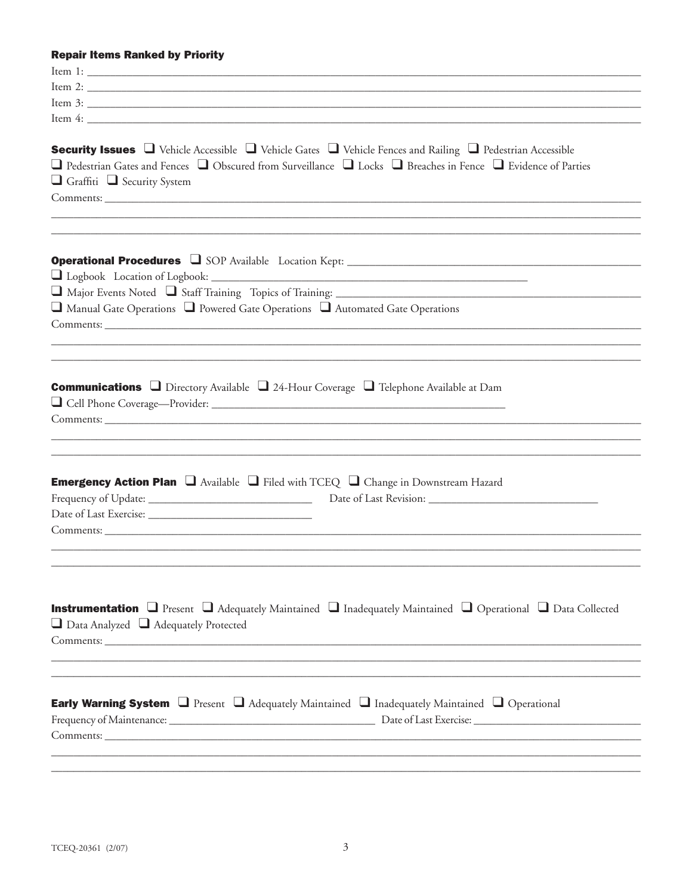**Repair Items Ranked by Priority**

Item 1: \_\_\_\_\_\_\_\_\_\_\_\_\_\_\_\_\_\_\_\_\_\_\_\_\_\_\_\_\_\_

Item 2: \_\_\_\_\_\_\_\_\_\_\_\_\_\_\_\_\_\_\_\_\_\_\_\_\_\_\_\_\_\_

Item 3: \_\_\_\_\_\_\_\_\_\_\_\_\_\_\_\_\_\_\_\_\_\_\_\_\_\_\_\_\_\_

Item 4: \_\_\_\_\_\_\_\_\_\_\_\_\_\_\_\_\_\_\_\_\_\_\_\_\_\_\_\_\_\_

**Security Issues** ❑ Vehicle Accessible ❑ Vehicle Gates ❑ Vehicle Fences and Railing ❑ Pedestrian Accessible ❑ Pedestrian Gates and Fences ❑ Obscured from Surveillance ❑ Locks ❑ Breaches in Fence ❑ Evidence of Parties ❑ Graffiti ❑ Security System

Comments: \_\_\_\_\_\_\_\_\_\_\_\_\_\_\_\_\_\_\_\_\_\_\_\_\_\_\_\_\_\_

**Operational Procedures** ❑ SOP Available Location Kept: \_\_\_\_\_\_\_\_\_\_\_\_\_\_\_\_\_\_\_\_\_\_\_\_\_\_\_\_\_\_

❑ Logbook Location of Logbook: \_\_\_\_\_\_\_\_\_\_\_\_\_\_\_\_\_\_\_\_\_\_\_\_\_\_\_\_\_\_

❑ Major Events Noted ❑ Staff Training Topics of Training: \_\_\_\_\_\_\_\_\_\_\_\_\_\_\_\_\_\_\_\_\_\_\_\_\_\_\_\_\_\_

❑ Manual Gate Operations ❑ Powered Gate Operations ❑ Automated Gate Operations

Comments: \_\_\_\_\_\_\_\_\_\_\_\_\_\_\_\_\_\_\_\_\_\_\_\_\_\_\_\_\_\_

**Communications** ❑ Directory Available ❑ 24-Hour Coverage ❑ Telephone Available at Dam

❑ Cell Phone Coverage—Provider: \_\_\_\_\_\_\_\_\_\_\_\_\_\_\_\_\_\_\_\_\_\_\_\_\_\_\_\_\_\_

Comments: \_\_\_\_\_\_\_\_\_\_\_\_\_\_\_\_\_\_\_\_\_\_\_\_\_\_\_\_\_\_

**Emergency Action Plan** ❑ Available ❑ Filed with TCEQ ❑ Change in Downstream Hazard

Frequency of Update: \_\_\_\_\_\_\_\_\_\_\_\_\_\_\_\_\_\_\_\_ Date of Last Revision: \_\_\_\_\_\_\_\_\_\_\_\_\_\_\_\_\_\_\_\_

Date of Last Exercise: \_\_\_\_\_\_\_\_\_\_\_\_\_\_\_\_\_\_\_\_

Comments: \_\_\_\_\_\_\_\_\_\_\_\_\_\_\_\_\_\_\_\_\_\_\_\_\_\_\_\_\_\_

**Instrumentation** ❑ Present ❑ Adequately Maintained ❑ Inadequately Maintained ❑ Operational ❑ Data Collected ❑ Data Analyzed ❑ Adequately Protected

Comments: \_\_\_\_\_\_\_\_\_\_\_\_\_\_\_\_\_\_\_\_\_\_\_\_\_\_\_\_\_\_

**Early Warning System** ❑ Present ❑ Adequately Maintained ❑ Inadequately Maintained ❑ Operational

Frequency of Maintenance: \_\_\_\_\_\_\_\_\_\_\_\_\_\_\_\_\_\_\_\_ Date of Last Exercise: \_\_\_\_\_\_\_\_\_\_\_\_\_\_\_\_\_\_\_\_

Comments: \_\_\_\_\_\_\_\_\_\_\_\_\_\_\_\_\_\_\_\_\_\_\_\_\_\_\_\_\_\_

TCEQ-20361 (2/07)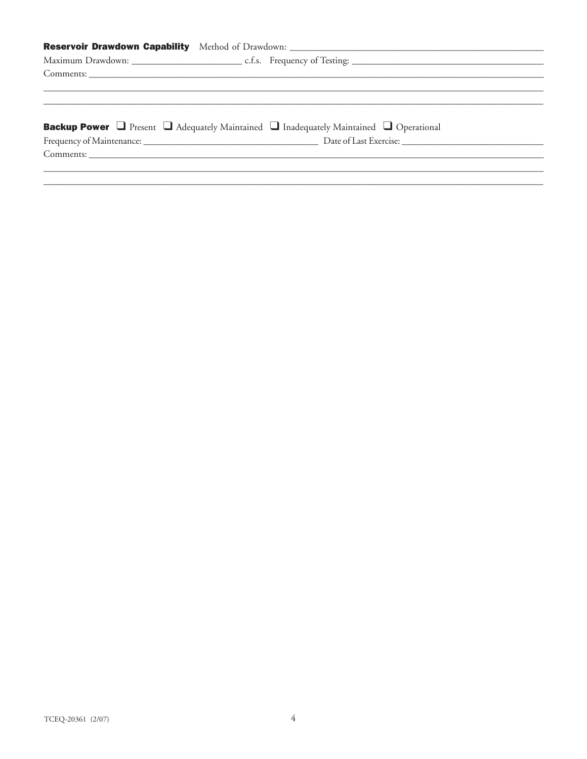**Reservoir Drawdown Capability** Method of Drawdown: ______________________________

Maximum Drawdown: ____________ c.f.s. Frequency of Testing: ______________________

Comments: ______________________________________________________________________

________________________________________________________________________________

________________________________________________________________________________

**Backup Power** ❑ Present ❑ Adequately Maintained ❑ Inadequately Maintained ❑ Operational

Frequency of Maintenance: ____________________ Date of Last Exercise: ____________________

Comments: ______________________________________________________________________

________________________________________________________________________________

________________________________________________________________________________

TCEQ-20361 (2/07)